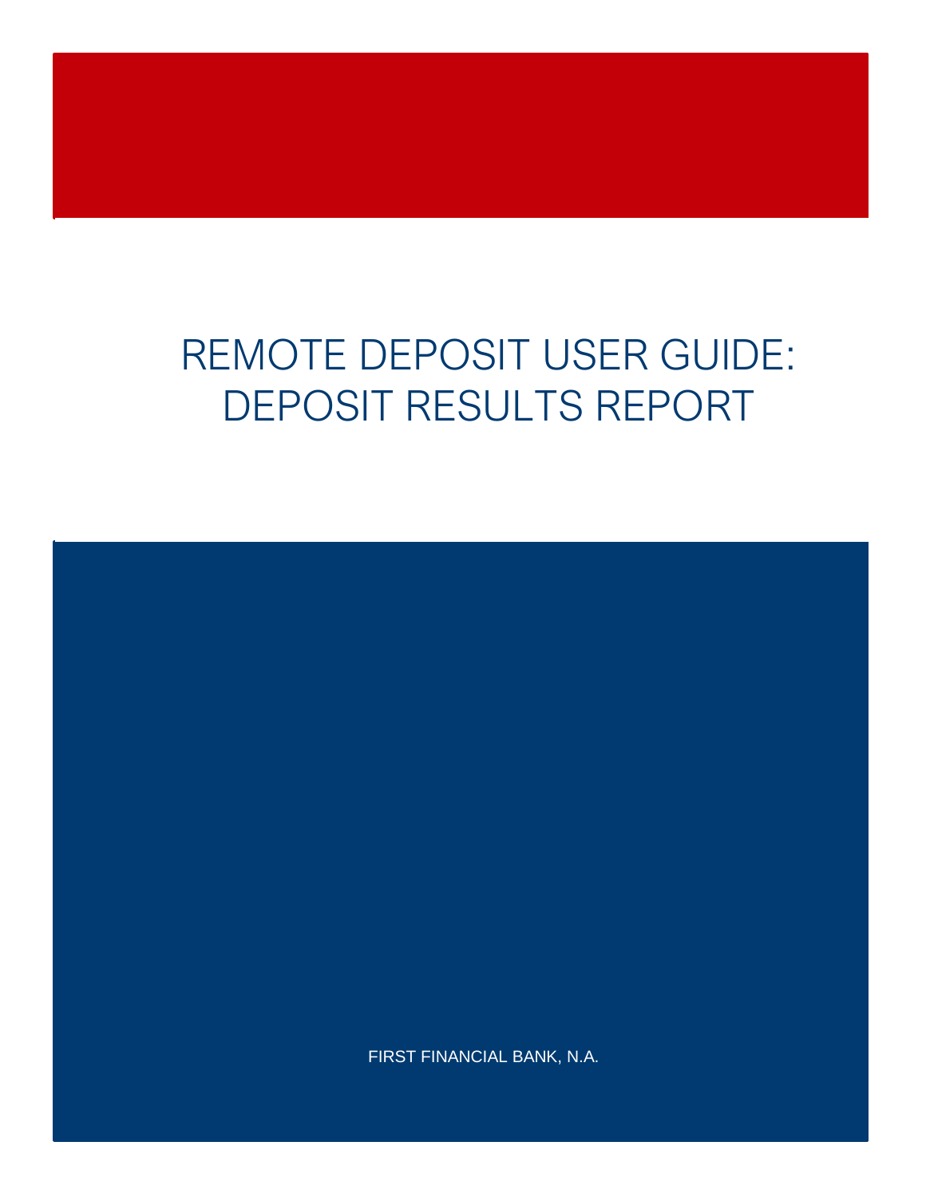# REMOTE DEPOSIT USER GUIDE: DEPOSIT RESULTS REPORT

FIRST FINANCIAL BANK, N.A.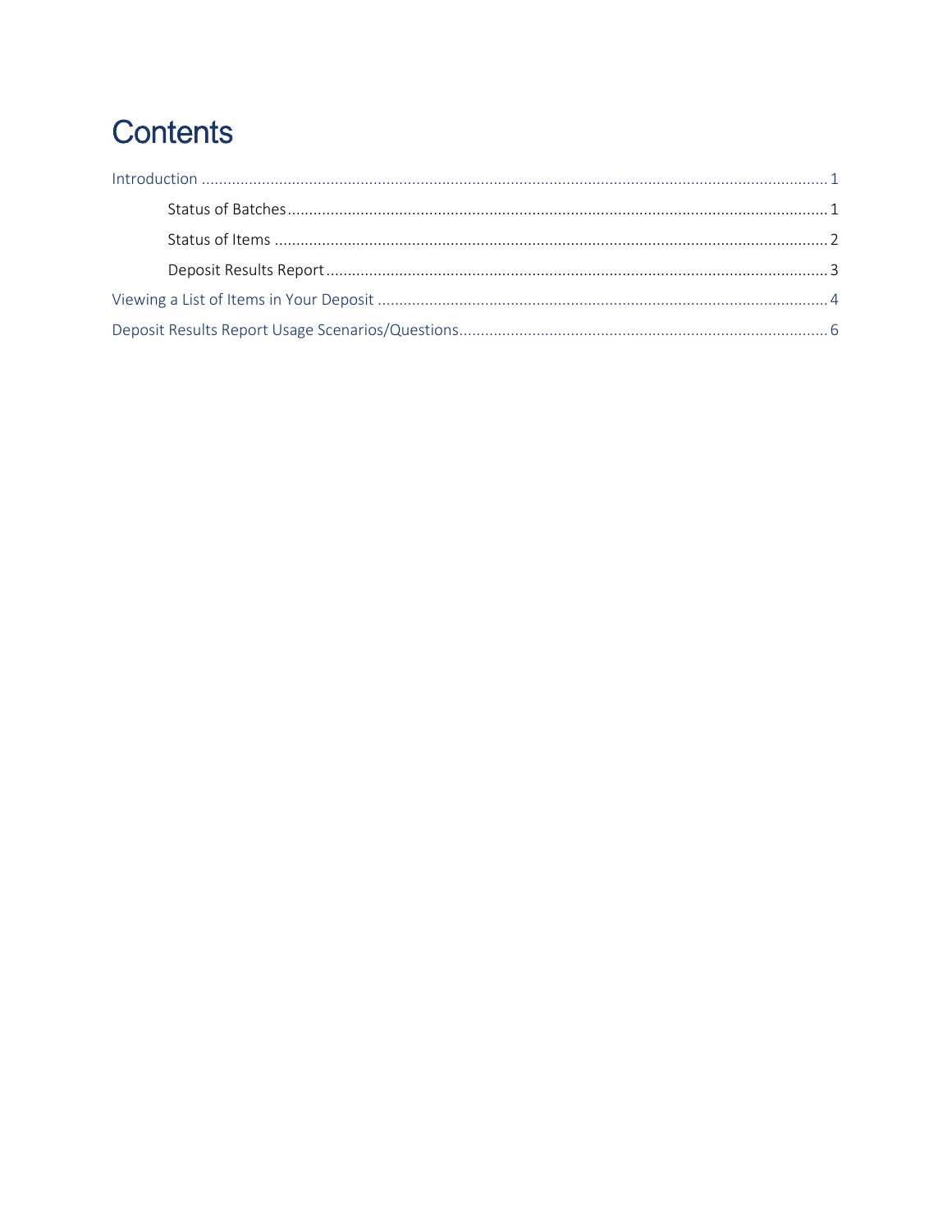# Contents

Introduction ........................................................................................................................................ 1

  Status of Batches .............................................................................................................................. 1

  Status of Items .................................................................................................................................. 2

  Deposit Results Report ...................................................................................................................... 3

Viewing a List of Items in Your Deposit ................................................................................................ 4

Deposit Results Report Usage Scenarios/Questions .............................................................................. 6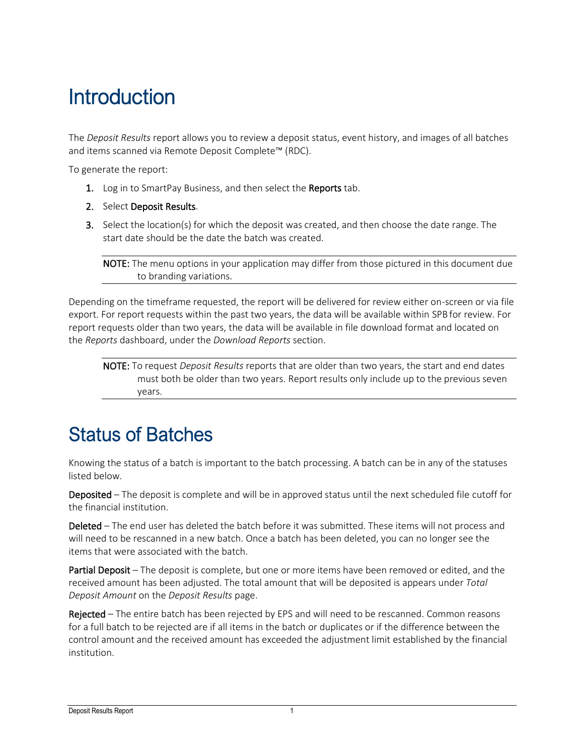# Introduction

The *Deposit Results* report allows you to review a deposit status, event history, and images of all batches and items scanned via Remote Deposit Complete™ (RDC).

To generate the report:

1. Log in to SmartPay Business, and then select the **Reports** tab.
2. Select **Deposit Results**.
3. Select the location(s) for which the deposit was created, and then choose the date range. The start date should be the date the batch was created.

> **NOTE:** The menu options in your application may differ from those pictured in this document due to branding variations.

Depending on the timeframe requested, the report will be delivered for review either on-screen or via file export. For report requests within the past two years, the data will be available within SPB for review. For report requests older than two years, the data will be available in file download format and located on the *Reports* dashboard, under the *Download Reports* section.

> **NOTE:** To request *Deposit Results* reports that are older than two years, the start and end dates must both be older than two years. Report results only include up to the previous seven years.

# Status of Batches

Knowing the status of a batch is important to the batch processing. A batch can be in any of the statuses listed below.

**Deposited** – The deposit is complete and will be in approved status until the next scheduled file cutoff for the financial institution.

**Deleted** – The end user has deleted the batch before it was submitted. These items will not process and will need to be rescanned in a new batch. Once a batch has been deleted, you can no longer see the items that were associated with the batch.

**Partial Deposit** – The deposit is complete, but one or more items have been removed or edited, and the received amount has been adjusted. The total amount that will be deposited is appears under *Total Deposit Amount* on the *Deposit Results* page.

**Rejected** – The entire batch has been rejected by EPS and will need to be rescanned. Common reasons for a full batch to be rejected are if all items in the batch or duplicates or if the difference between the control amount and the received amount has exceeded the adjustment limit established by the financial institution.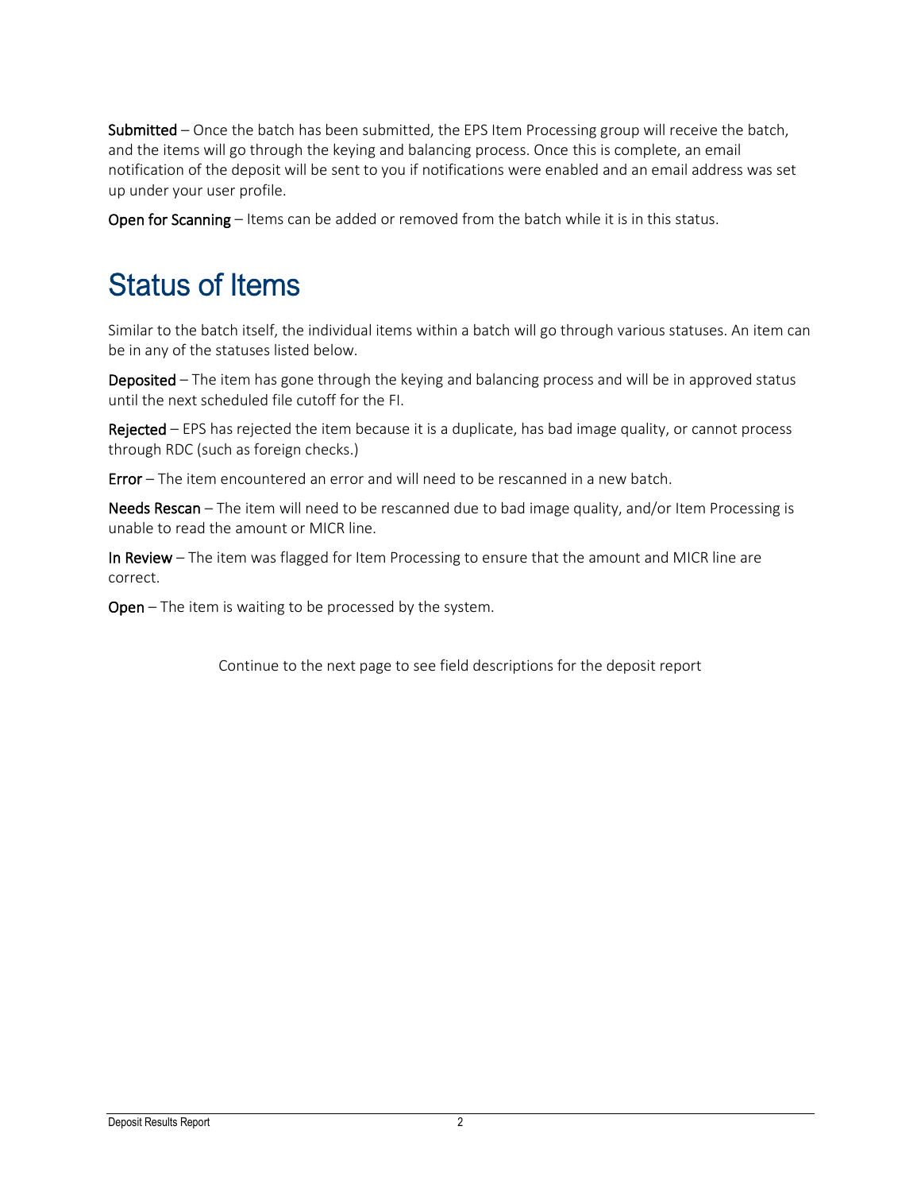**Submitted** – Once the batch has been submitted, the EPS Item Processing group will receive the batch, and the items will go through the keying and balancing process. Once this is complete, an email notification of the deposit will be sent to you if notifications were enabled and an email address was set up under your user profile.

**Open for Scanning** – Items can be added or removed from the batch while it is in this status.

# Status of Items

Similar to the batch itself, the individual items within a batch will go through various statuses. An item can be in any of the statuses listed below.

**Deposited** – The item has gone through the keying and balancing process and will be in approved status until the next scheduled file cutoff for the FI.

**Rejected** – EPS has rejected the item because it is a duplicate, has bad image quality, or cannot process through RDC (such as foreign checks.)

**Error** – The item encountered an error and will need to be rescanned in a new batch.

**Needs Rescan** – The item will need to be rescanned due to bad image quality, and/or Item Processing is unable to read the amount or MICR line.

**In Review** – The item was flagged for Item Processing to ensure that the amount and MICR line are correct.

**Open** – The item is waiting to be processed by the system.

Continue to the next page to see field descriptions for the deposit report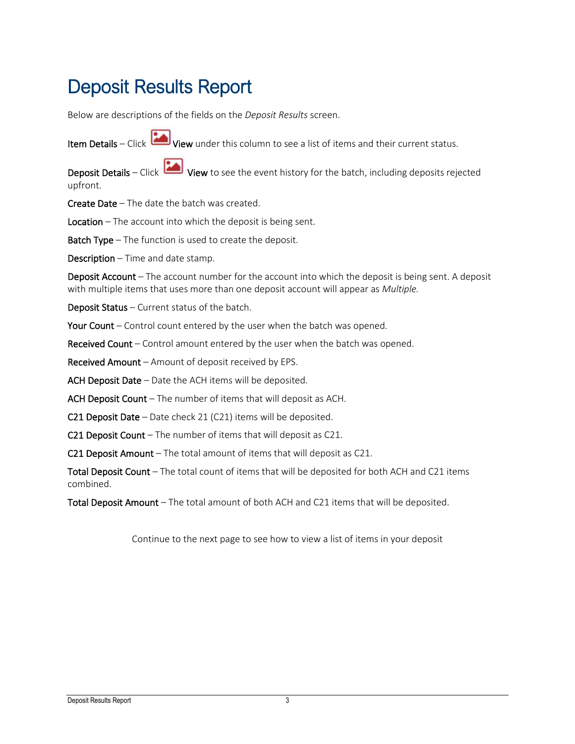# Deposit Results Report

Below are descriptions of the fields on the *Deposit Results* screen.

**Item Details** – Click **View** under this column to see a list of items and their current status.

**Deposit Details** – Click **View** to see the event history for the batch, including deposits rejected upfront.

**Create Date** – The date the batch was created.

**Location** – The account into which the deposit is being sent.

**Batch Type** – The function is used to create the deposit.

**Description** – Time and date stamp.

**Deposit Account** – The account number for the account into which the deposit is being sent. A deposit with multiple items that uses more than one deposit account will appear as *Multiple.*

**Deposit Status** – Current status of the batch.

**Your Count** – Control count entered by the user when the batch was opened.

**Received Count** – Control amount entered by the user when the batch was opened.

**Received Amount** – Amount of deposit received by EPS.

**ACH Deposit Date** – Date the ACH items will be deposited.

**ACH Deposit Count** – The number of items that will deposit as ACH.

**C21 Deposit Date** – Date check 21 (C21) items will be deposited.

**C21 Deposit Count** – The number of items that will deposit as C21.

**C21 Deposit Amount** – The total amount of items that will deposit as C21.

**Total Deposit Count** – The total count of items that will be deposited for both ACH and C21 items combined.

**Total Deposit Amount** – The total amount of both ACH and C21 items that will be deposited.

Continue to the next page to see how to view a list of items in your deposit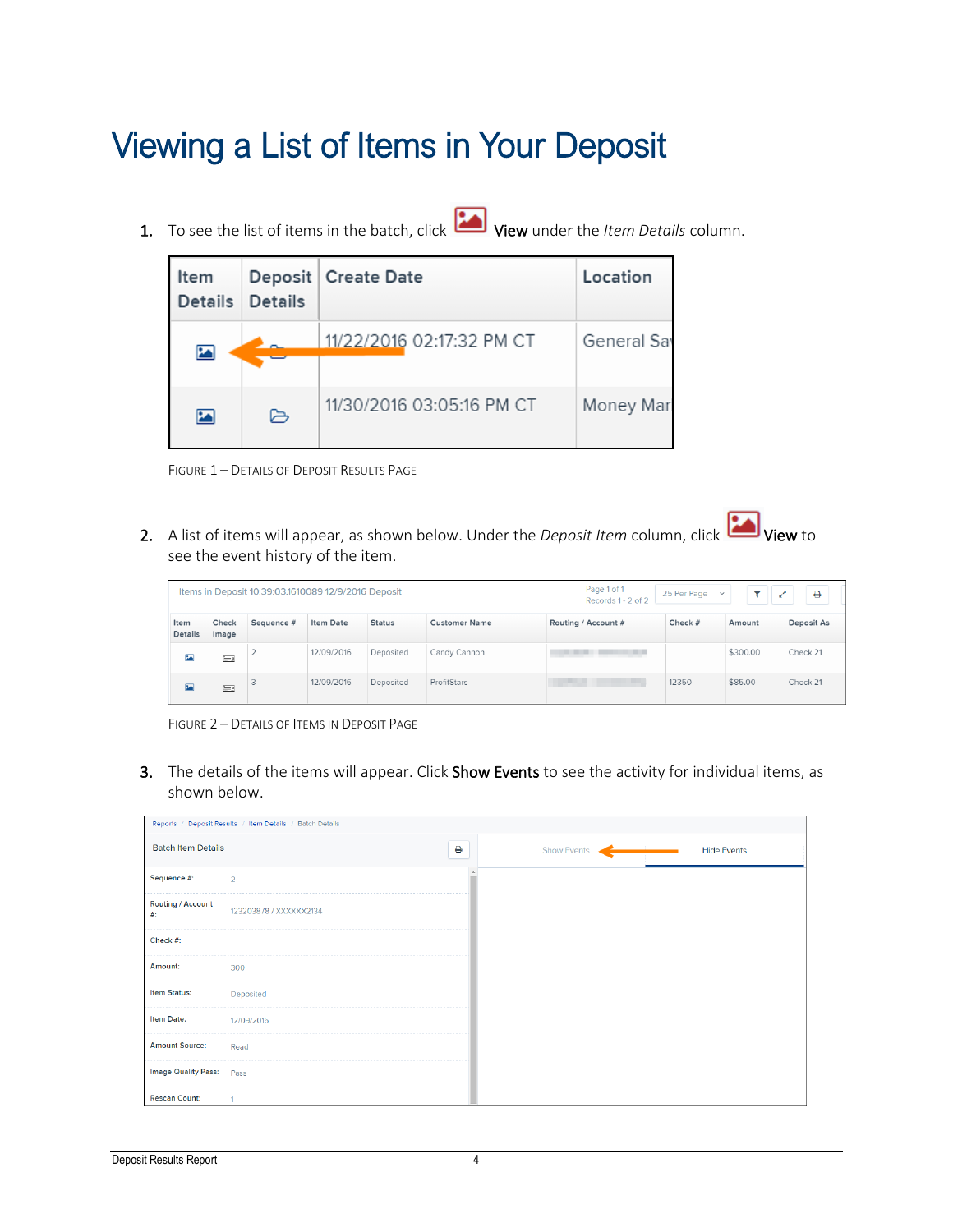# Viewing a List of Items in Your Deposit

1. To see the list of items in the batch, click **View** under the *Item Details* column.

| Item Details | Deposit Details | Create Date | Location |
|---|---|---|---|
| | | 11/22/2016 02:17:32 PM CT | General Sa |
| | | 11/30/2016 03:05:16 PM CT | Money Mar |

FIGURE 1 – DETAILS OF DEPOSIT RESULTS PAGE

2. A list of items will appear, as shown below. Under the *Deposit Item* column, click **View** to see the event history of the item.

Items in Deposit 10:39:03.1610089 12/9/2016 Deposit — Page 1 of 1, Records 1 - 2 of 2 — 25 Per Page

| Item Details | Check Image | Sequence # | Item Date | Status | Customer Name | Routing / Account # | Check # | Amount | Deposit As |
|---|---|---|---|---|---|---|---|---|---|
| | | 2 | 12/09/2016 | Deposited | Candy Cannon | | | $300.00 | Check 21 |
| | | 3 | 12/09/2016 | Deposited | ProfitStars | | 12350 | $85.00 | Check 21 |

FIGURE 2 – DETAILS OF ITEMS IN DEPOSIT PAGE

3. The details of the items will appear. Click **Show Events** to see the activity for individual items, as shown below.

Reports / Deposit Results / Item Details / Batch Details

Batch Item Details — Show Events — Hide Events

| | |
|---|---|
| Sequence #: | 2 |
| Routing / Account #: | 123203878 / XXXXXX2134 |
| Check #: | |
| Amount: | 300 |
| Item Status: | Deposited |
| Item Date: | 12/09/2016 |
| Amount Source: | Read |
| Image Quality Pass: | Pass |
| Rescan Count: | 1 |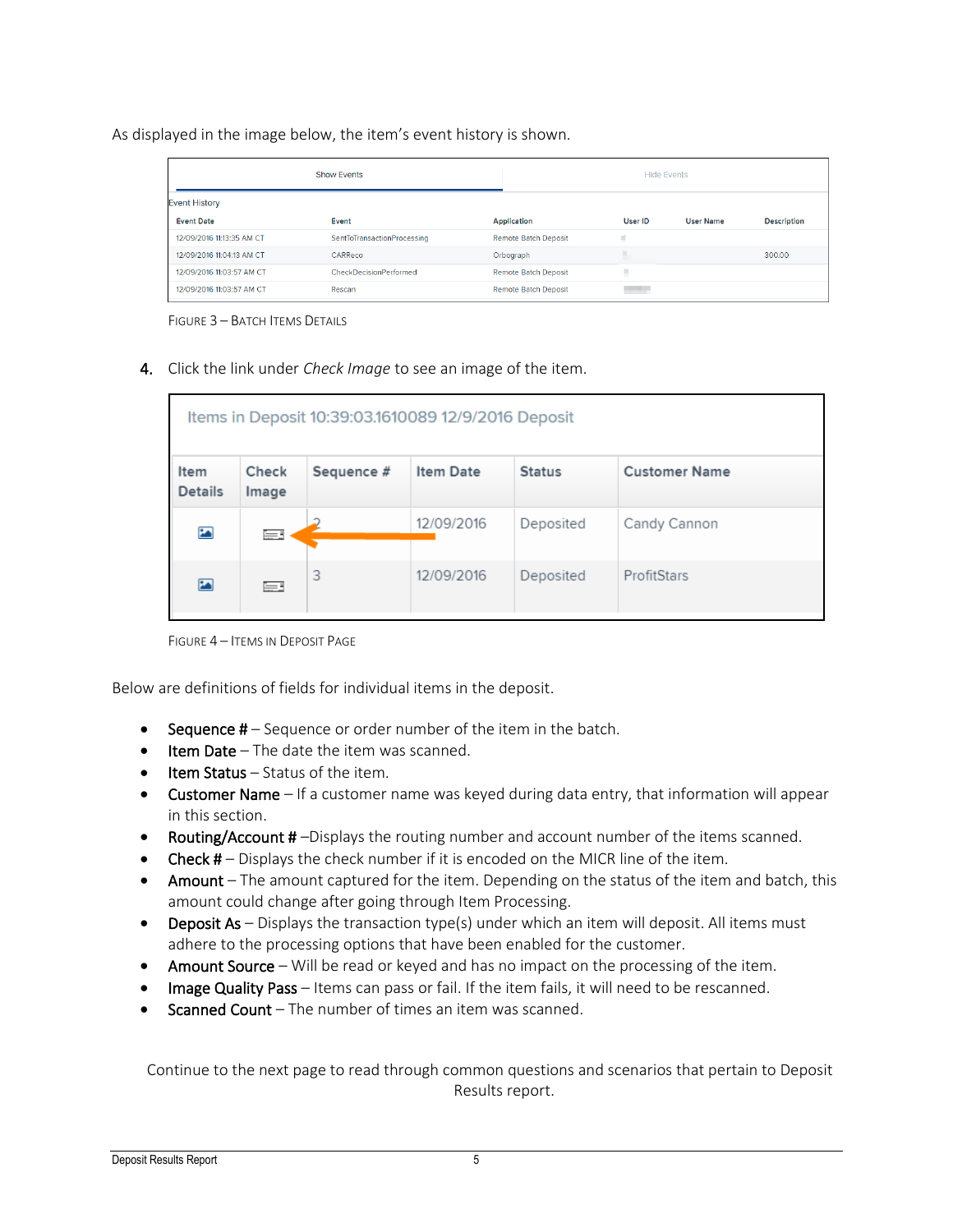As displayed in the image below, the item's event history is shown.

| Event Date | Event | Application | User ID | User Name | Description |
|---|---|---|---|---|---|
| 12/09/2016 11:13:35 AM CT | SentToTransactionProcessing | Remote Batch Deposit | | | |
| 12/09/2016 11:04:13 AM CT | CARReco | Orbograph | | | 300.00 |
| 12/09/2016 11:03:57 AM CT | CheckDecisionPerformed | Remote Batch Deposit | | | |
| 12/09/2016 11:03:57 AM CT | Rescan | Remote Batch Deposit | | | |

FIGURE 3 – BATCH ITEMS DETAILS

4. Click the link under *Check Image* to see an image of the item.

Items in Deposit 10:39:03.1610089 12/9/2016 Deposit

| Item Details | Check Image | Sequence # | Item Date | Status | Customer Name |
|---|---|---|---|---|---|
| | | 2 | 12/09/2016 | Deposited | Candy Cannon |
| | | 3 | 12/09/2016 | Deposited | ProfitStars |

FIGURE 4 – ITEMS IN DEPOSIT PAGE

Below are definitions of fields for individual items in the deposit.

- Sequence # – Sequence or order number of the item in the batch.
- Item Date – The date the item was scanned.
- Item Status – Status of the item.
- Customer Name – If a customer name was keyed during data entry, that information will appear in this section.
- Routing/Account # –Displays the routing number and account number of the items scanned.
- Check # – Displays the check number if it is encoded on the MICR line of the item.
- Amount – The amount captured for the item. Depending on the status of the item and batch, this amount could change after going through Item Processing.
- Deposit As – Displays the transaction type(s) under which an item will deposit. All items must adhere to the processing options that have been enabled for the customer.
- Amount Source – Will be read or keyed and has no impact on the processing of the item.
- Image Quality Pass – Items can pass or fail. If the item fails, it will need to be rescanned.
- Scanned Count – The number of times an item was scanned.

Continue to the next page to read through common questions and scenarios that pertain to Deposit Results report.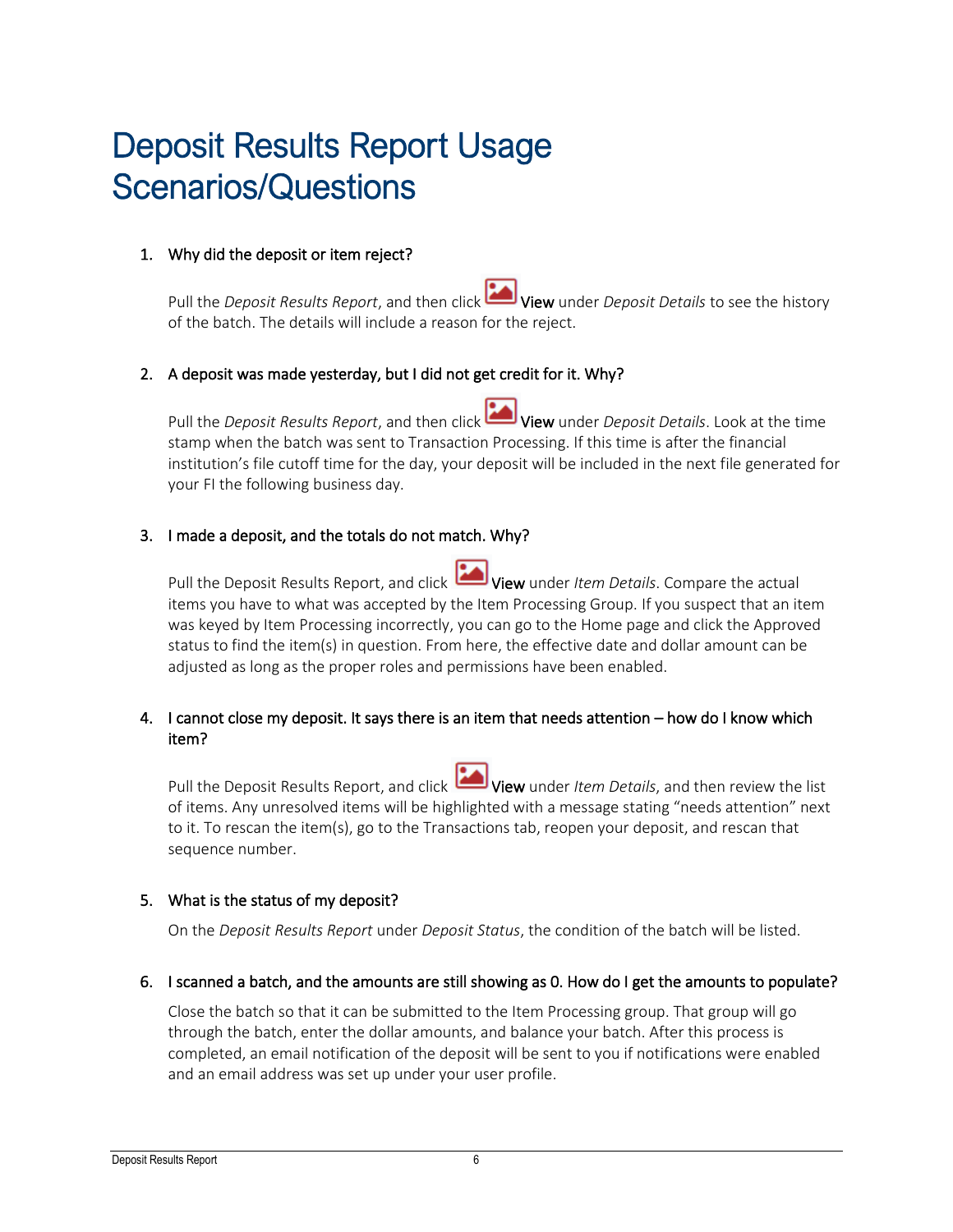# Deposit Results Report Usage Scenarios/Questions

1. **Why did the deposit or item reject?**

   Pull the *Deposit Results Report*, and then click **View** under *Deposit Details* to see the history of the batch. The details will include a reason for the reject.

2. **A deposit was made yesterday, but I did not get credit for it. Why?**

   Pull the *Deposit Results Report*, and then click **View** under *Deposit Details*. Look at the time stamp when the batch was sent to Transaction Processing. If this time is after the financial institution's file cutoff time for the day, your deposit will be included in the next file generated for your FI the following business day.

3. **I made a deposit, and the totals do not match. Why?**

   Pull the Deposit Results Report, and click **View** under *Item Details*. Compare the actual items you have to what was accepted by the Item Processing Group. If you suspect that an item was keyed by Item Processing incorrectly, you can go to the Home page and click the Approved status to find the item(s) in question. From here, the effective date and dollar amount can be adjusted as long as the proper roles and permissions have been enabled.

4. **I cannot close my deposit. It says there is an item that needs attention – how do I know which item?**

   Pull the Deposit Results Report, and click **View** under *Item Details*, and then review the list of items. Any unresolved items will be highlighted with a message stating "needs attention" next to it. To rescan the item(s), go to the Transactions tab, reopen your deposit, and rescan that sequence number.

5. **What is the status of my deposit?**

   On the *Deposit Results Report* under *Deposit Status*, the condition of the batch will be listed.

6. **I scanned a batch, and the amounts are still showing as 0. How do I get the amounts to populate?**

   Close the batch so that it can be submitted to the Item Processing group. That group will go through the batch, enter the dollar amounts, and balance your batch. After this process is completed, an email notification of the deposit will be sent to you if notifications were enabled and an email address was set up under your user profile.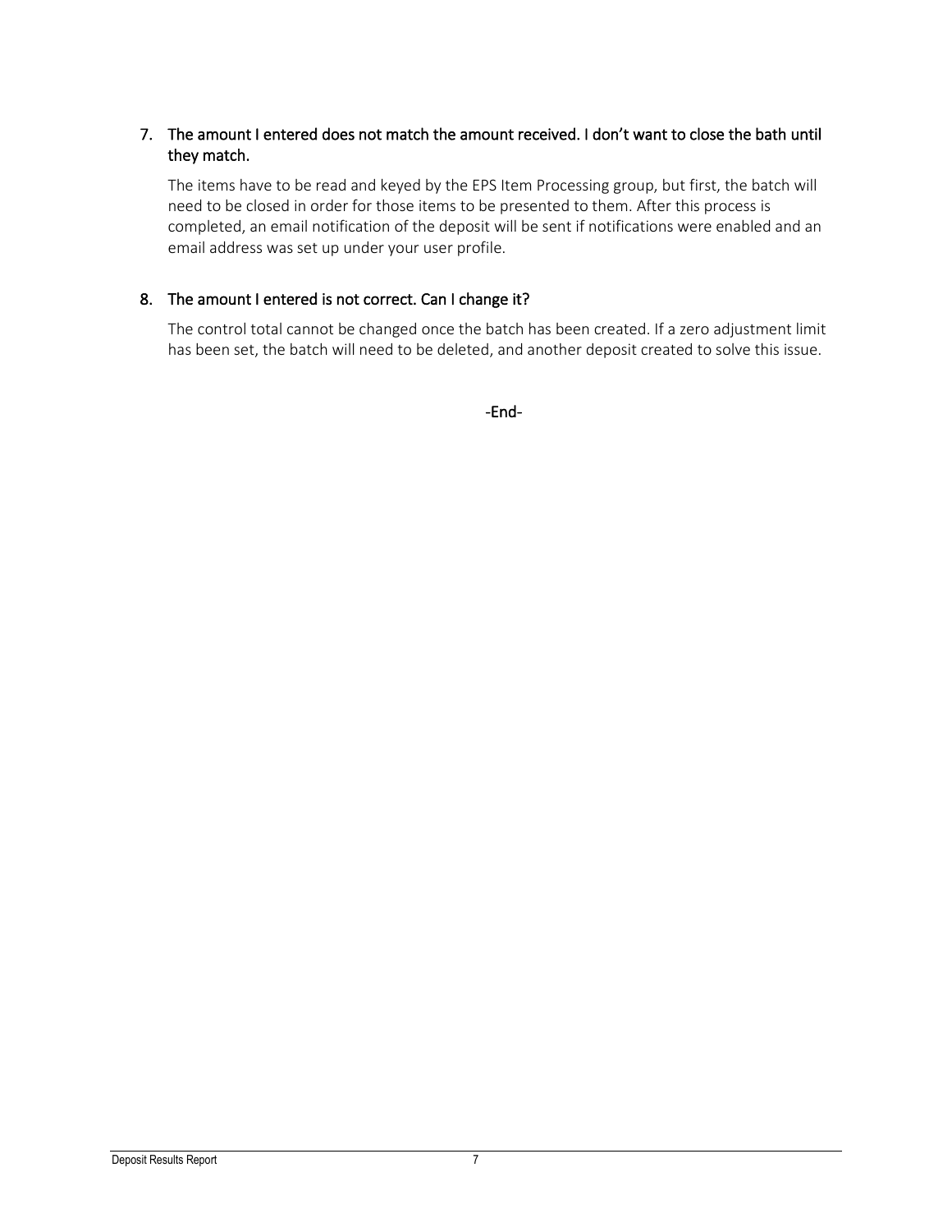### 7. The amount I entered does not match the amount received. I don't want to close the bath until they match.

The items have to be read and keyed by the EPS Item Processing group, but first, the batch will need to be closed in order for those items to be presented to them. After this process is completed, an email notification of the deposit will be sent if notifications were enabled and an email address was set up under your user profile.

### 8. The amount I entered is not correct. Can I change it?

The control total cannot be changed once the batch has been created. If a zero adjustment limit has been set, the batch will need to be deleted, and another deposit created to solve this issue.

-End-